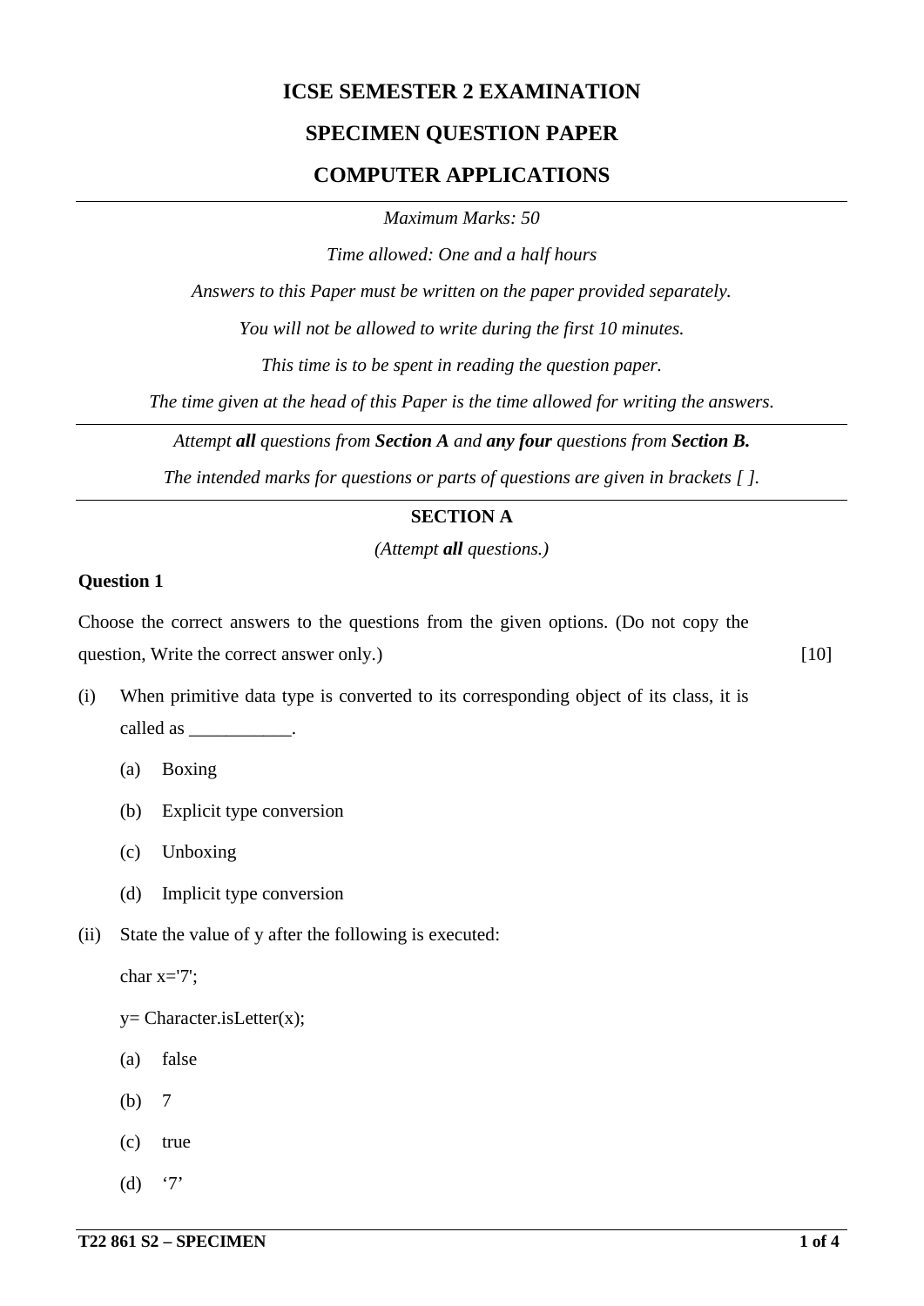# ICSE SEMESTER 2 EXAMINATION

## SPECIMEN QUESTION PAPER

## COMPUTER APPLICATIONS

---

*Maximum Marks: 50*

*Time allowed: One and a half hours*

*Answers to this Paper must be written on the paper provided separately.*

*You will not be allowed to write during the first 10 minutes.*

*This time is to be spent in reading the question paper.*

*The time given at the head of this Paper is the time allowed for writing the answers.*

---

*Attempt **all** questions from **Section A** and **any four** questions from **Section B.***

*The intended marks for questions or parts of questions are given in brackets [ ].*

---

### SECTION A

*(Attempt **all** questions.)*

**Question 1**

Choose the correct answers to the questions from the given options. (Do not copy the question, Write the correct answer only.) [10]

(i) When primitive data type is converted to its corresponding object of its class, it is called as ___________.

- (a) Boxing
- (b) Explicit type conversion
- (c) Unboxing
- (d) Implicit type conversion

(ii) State the value of y after the following is executed:

```
char x='7';
y= Character.isLetter(x);
```

- (a) false
- (b) 7
- (c) true
- (d) ‘7’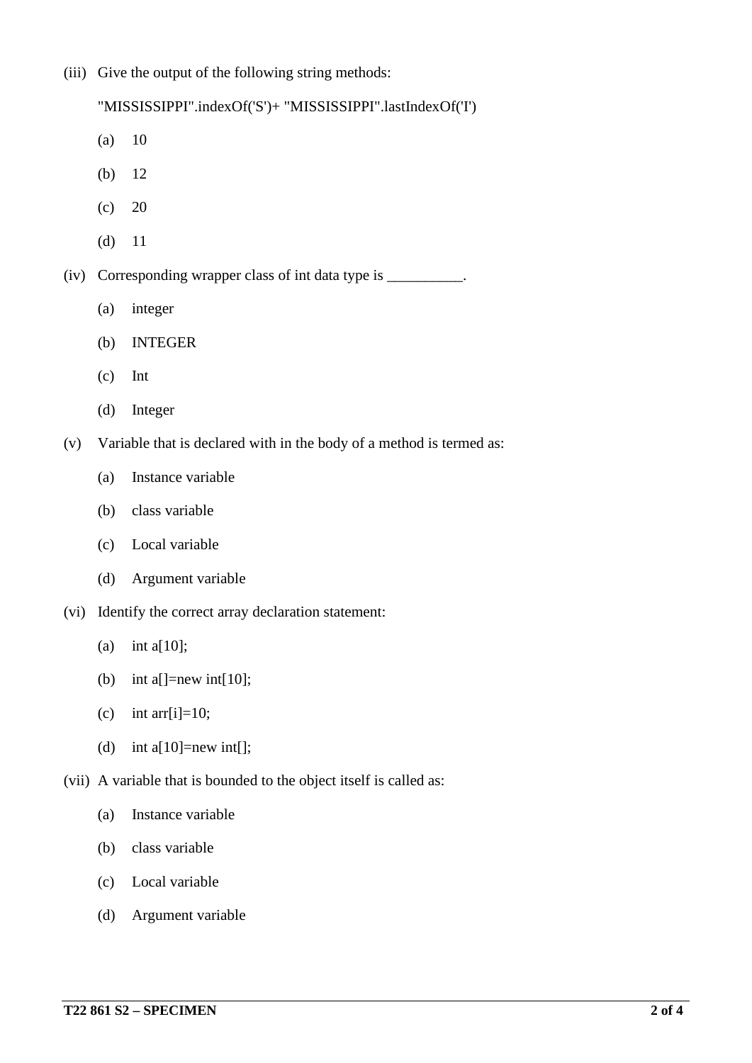(iii) Give the output of the following string methods:

"MISSISSIPPI".indexOf('S')+ "MISSISSIPPI".lastIndexOf('I')

(a) 10

(b) 12

(c) 20

(d) 11

(iv) Corresponding wrapper class of int data type is __________.

(a) integer

(b) INTEGER

(c) Int

(d) Integer

(v) Variable that is declared with in the body of a method is termed as:

(a) Instance variable

(b) class variable

(c) Local variable

(d) Argument variable

(vi) Identify the correct array declaration statement:

(a) int a[10];

(b) int a[]=new int[10];

(c) int arr[i]=10;

(d) int a[10]=new int[];

(vii) A variable that is bounded to the object itself is called as:

(a) Instance variable

(b) class variable

(c) Local variable

(d) Argument variable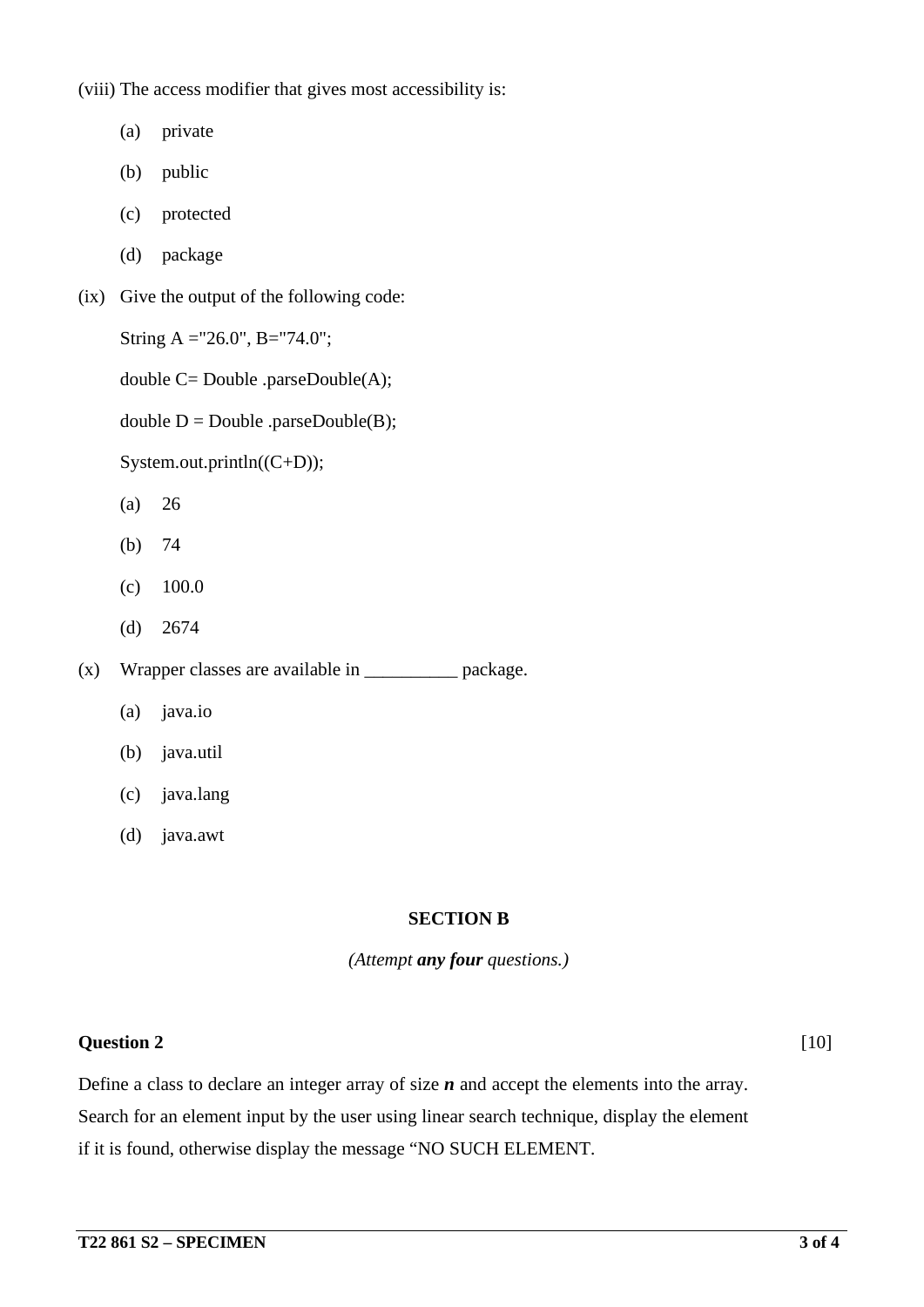(viii) The access modifier that gives most accessibility is:

- (a) private
- (b) public
- (c) protected
- (d) package

(ix) Give the output of the following code:

```
String A ="26.0", B="74.0";
double C= Double .parseDouble(A);
double D = Double .parseDouble(B);
System.out.println((C+D));
```

- (a) 26
- (b) 74
- (c) 100.0
- (d) 2674

(x) Wrapper classes are available in __________ package.

- (a) java.io
- (b) java.util
- (c) java.lang
- (d) java.awt

## SECTION B

*(Attempt **any four** questions.)*

### Question 2 [10]

Define a class to declare an integer array of size ***n*** and accept the elements into the array. Search for an element input by the user using linear search technique, display the element if it is found, otherwise display the message "NO SUCH ELEMENT.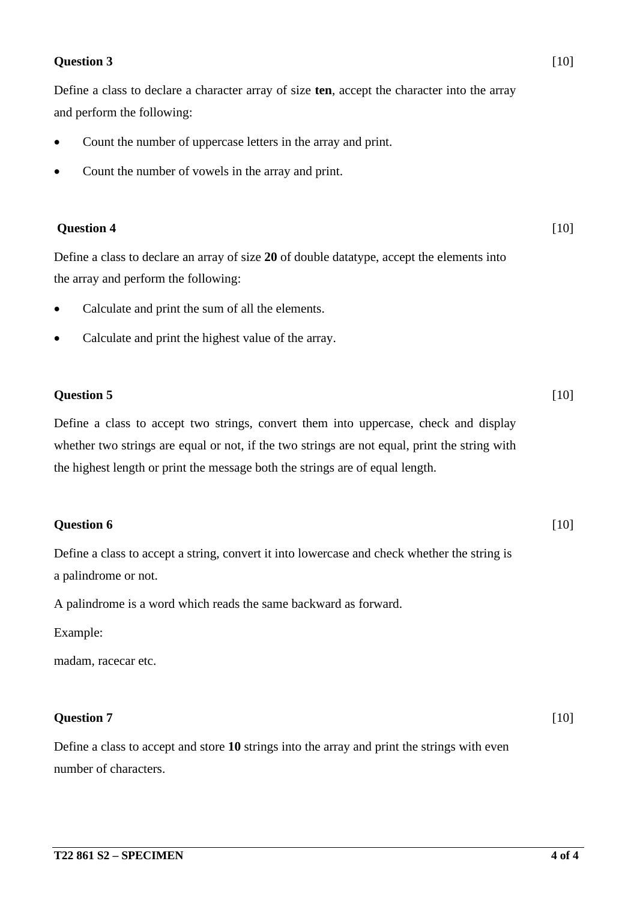**Question 3** [10]

Define a class to declare a character array of size **ten**, accept the character into the array and perform the following:

- Count the number of uppercase letters in the array and print.
- Count the number of vowels in the array and print.

**Question 4** [10]

Define a class to declare an array of size **20** of double datatype, accept the elements into the array and perform the following:

- Calculate and print the sum of all the elements.
- Calculate and print the highest value of the array.

**Question 5** [10]

Define a class to accept two strings, convert them into uppercase, check and display whether two strings are equal or not, if the two strings are not equal, print the string with the highest length or print the message both the strings are of equal length.

**Question 6** [10]

Define a class to accept a string, convert it into lowercase and check whether the string is a palindrome or not.

A palindrome is a word which reads the same backward as forward.

Example:

madam, racecar etc.

**Question 7** [10]

Define a class to accept and store **10** strings into the array and print the strings with even number of characters.

**T22 861 S2 – SPECIMEN**